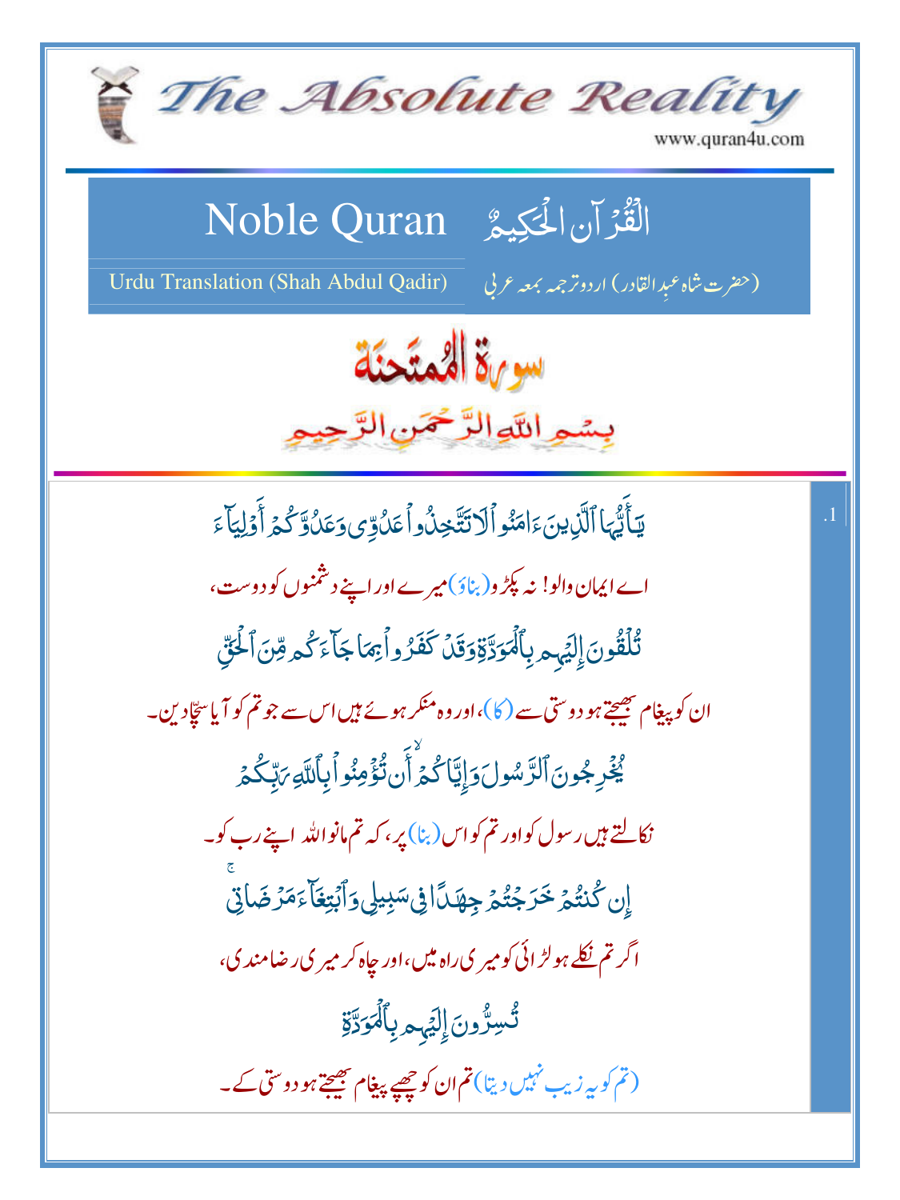# The Absolute Reality

www.quran4u.com

## Noble Quran — الْقُرْآنُ الْحَكِيمُ

Urdu Translation (Shah Abdul Qadir) — (حضرت شاہ عبدالقادر) اردو ترجمہ بمعہ عربی

## سورۃ الممتحنۃ

بِسْمِ اللّٰهِ الرَّحْمٰنِ الرَّحِيمِ

1.

يَٰٓأَيُّهَا ٱلَّذِينَ ءَامَنُوا۟ لَا تَتَّخِذُوا۟ عَدُوِّى وَعَدُوَّكُمْ أَوْلِيَآءَ

اے ایمان والو! نہ پکڑو (بناؤ) میرے اور اپنے دشمنوں کو دوست،

تُلْقُونَ إِلَيْهِم بِٱلْمَوَدَّةِ وَقَدْ كَفَرُوا۟ بِمَا جَآءَكُم مِّنَ ٱلْحَقِّ

ان کو پیغام بھیجتے ہو دوستی سے (کا)، اور وہ منکر ہوئے ہیں اس سے جو تم کو آیا سچا دین۔

يُخْرِجُونَ ٱلرَّسُولَ وَإِيَّاكُمْ ۙ أَن تُؤْمِنُوا۟ بِٱللَّهِ رَبِّكُمْ

نکالتے ہیں رسول کو اور تم کو اس (بنا) پر، کہ تم مانو اللہ اپنے رب کو۔

إِن كُنتُمْ خَرَجْتُمْ جِهَٰدًا فِى سَبِيلِى وَٱبْتِغَآءَ مَرْضَاتِى ۚ

اگر تم نکلے ہو لڑائی کو میری راہ میں، اور چاہ کر میری رضامندی،

تُسِرُّونَ إِلَيْهِم بِٱلْمَوَدَّةِ

(تم کو یہ زیب نہیں دیتا) تم ان کو چھپے پیغام بھیجتے ہو دوستی کے۔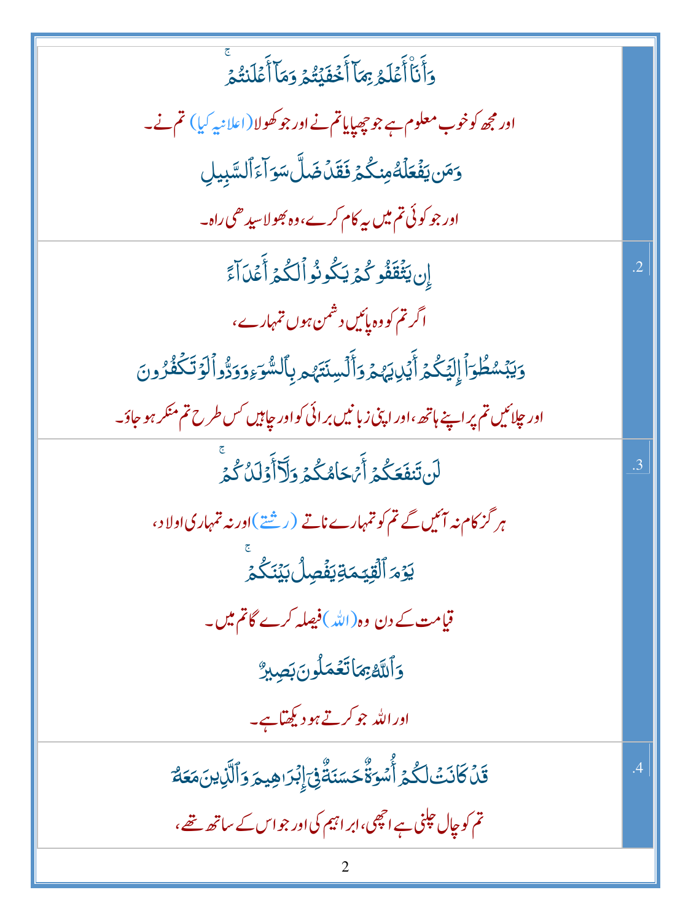| وَأَنَا۠ أَعْلَمُ بِمَآ أَخْفَيْتُمْ وَمَآ أَعْلَنتُمْ ۚ<br><br>اور مجھ کو خوب معلوم ہے جو چھپایا تم نے اور جو کھولا (اعلانیہ کیا) تم نے۔<br><br>وَمَن يَفْعَلْهُ مِنكُمْ فَقَدْ ضَلَّ سَوَآءَ ٱلسَّبِيلِ<br><br>اور جو کوئی تم میں یہ کام کرے، وہ بھولا سیدھی راہ۔ | |
|---|---|
| إِن يَثْقَفُوكُمْ يَكُونُوا۟ لَكُمْ أَعْدَآءً<br><br>اگر تم کو وہ پائیں دشمن ہوں تمہارے،<br><br>وَيَبْسُطُوٓا۟ إِلَيْكُمْ أَيْدِيَهُمْ وَأَلْسِنَتَهُم بِٱلسُّوٓءِ وَوَدُّوا۟ لَوْ تَكْفُرُونَ<br><br>اور چلائیں تم پر اپنے ہاتھ، اور اپنی زبانیں برائی کو اور چاہیں کس طرح تم منکر ہو جاؤ۔ | .2 |
| لَن تَنفَعَكُمْ أَرْحَامُكُمْ وَلَآ أَوْلَٰدُكُمْ ۚ<br><br>ہر گز کام نہ آئیں گے تم کو تمہارے ناتے (رشتے) اور نہ تمہاری اولاد،<br><br>يَوْمَ ٱلْقِيَٰمَةِ يَفْصِلُ بَيْنَكُمْ ۚ<br><br>قیامت کے دن وہ (اللہ) فیصلہ کرے گا تم میں۔<br><br>وَٱللَّهُ بِمَا تَعْمَلُونَ بَصِيرٌ<br><br>اور اللہ جو کرتے ہو دیکھتا ہے۔ | .3 |
| قَدْ كَانَتْ لَكُمْ أُسْوَةٌ حَسَنَةٌ فِىٓ إِبْرَٰهِيمَ وَٱلَّذِينَ مَعَهُۥ<br><br>تم کو چال چلنی ہے اچھی، ابراہیم کی اور جو اس کے ساتھ تھے، | .4 |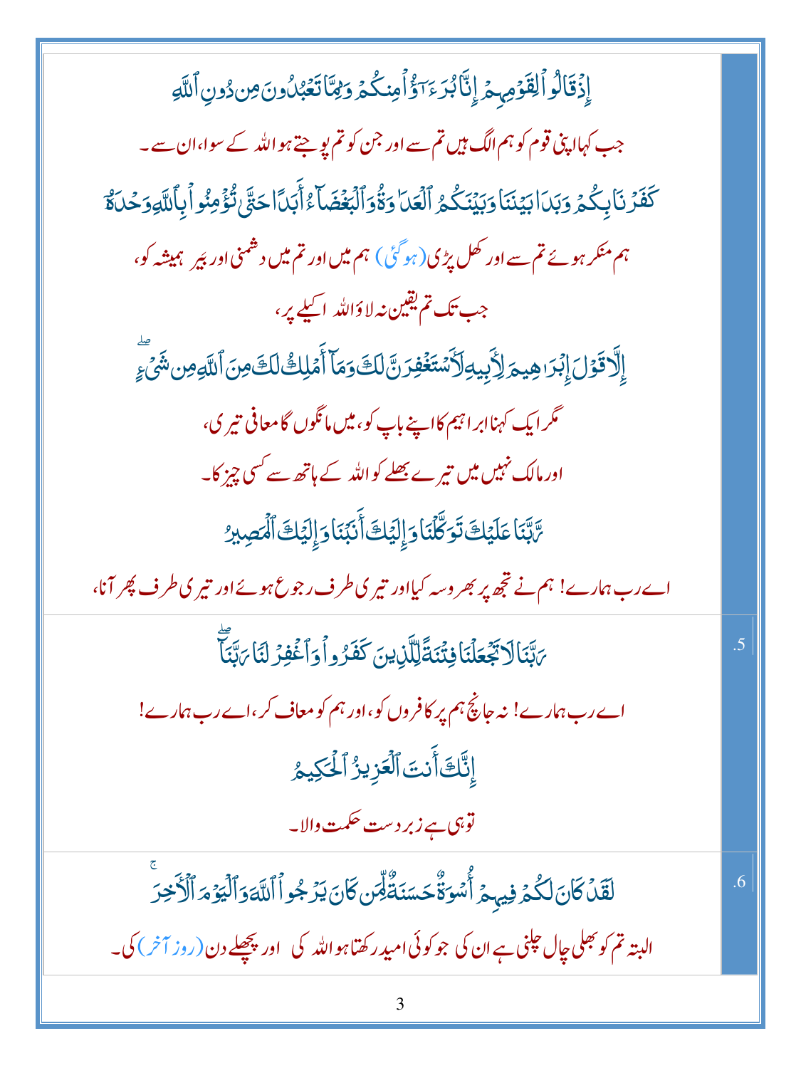إِذْ قَالُوا۟ لِقَوْمِهِمْ إِنَّا بُرَءَٰٓؤُا۟ مِنكُمْ وَمِمَّا تَعْبُدُونَ مِن دُونِ ٱللَّهِ

جب کہا اپنی قوم کو ہم الگ ہیں تم سے اور جن کو تم پوجتے ہو اللہ کے سوا، ان سے۔

كَفَرْنَا بِكُمْ وَبَدَا بَيْنَنَا وَبَيْنَكُمُ ٱلْعَدَٰوَةُ وَٱلْبَغْضَآءُ أَبَدًا حَتَّىٰ تُؤْمِنُوا۟ بِٱللَّهِ وَحْدَهُۥٓ

ہم منکر ہوئے تم سے اور کھل پڑی (ہو گئی) ہم میں اور تم میں دشمنی اور بیر ہمیشہ کو،

جب تک تم یقین نہ لاؤ اللہ اکیلے پر،

إِلَّا قَوْلَ إِبْرَٰهِيمَ لِأَبِيهِ لَأَسْتَغْفِرَنَّ لَكَ وَمَآ أَمْلِكُ لَكَ مِنَ ٱللَّهِ مِن شَىْءٍ ۖ

مگر ایک کہنا ابراہیم کا اپنے باپ کو، میں مانگوں گا معافی تیری،

اور مالک نہیں میں تیرے بھلے کو اللہ کے ہاتھ سے کسی چیز کا۔

رَّبَّنَا عَلَيْكَ تَوَكَّلْنَا وَإِلَيْكَ أَنَبْنَا وَإِلَيْكَ ٱلْمَصِيرُ

اے رب ہمارے! ہم نے تجھ پر بھروسہ کیا اور تیری طرف رجوع ہوئے اور تیری طرف پھر آنا،

.5

رَبَّنَا لَا تَجْعَلْنَا فِتْنَةً لِّلَّذِينَ كَفَرُوا۟ وَٱغْفِرْ لَنَا رَبَّنَآ ۖ

اے رب ہمارے! نہ جانچ ہم پر کافروں کو، اور ہم کو معاف کر، اے رب ہمارے!

إِنَّكَ أَنتَ ٱلْعَزِيزُ ٱلْحَكِيمُ

تو ہی ہے زبردست حکمت والا۔

.6

لَقَدْ كَانَ لَكُمْ فِيهِمْ أُسْوَةٌ حَسَنَةٌ لِّمَن كَانَ يَرْجُوا۟ ٱللَّهَ وَٱلْيَوْمَ ٱلْءَاخِرَ ۚ

البتہ تم کو بھلی چال چلنی ہے ان کی جو کوئی امید رکھتا ہو اللہ کی اور پچھلے دن (روز آخر) کی۔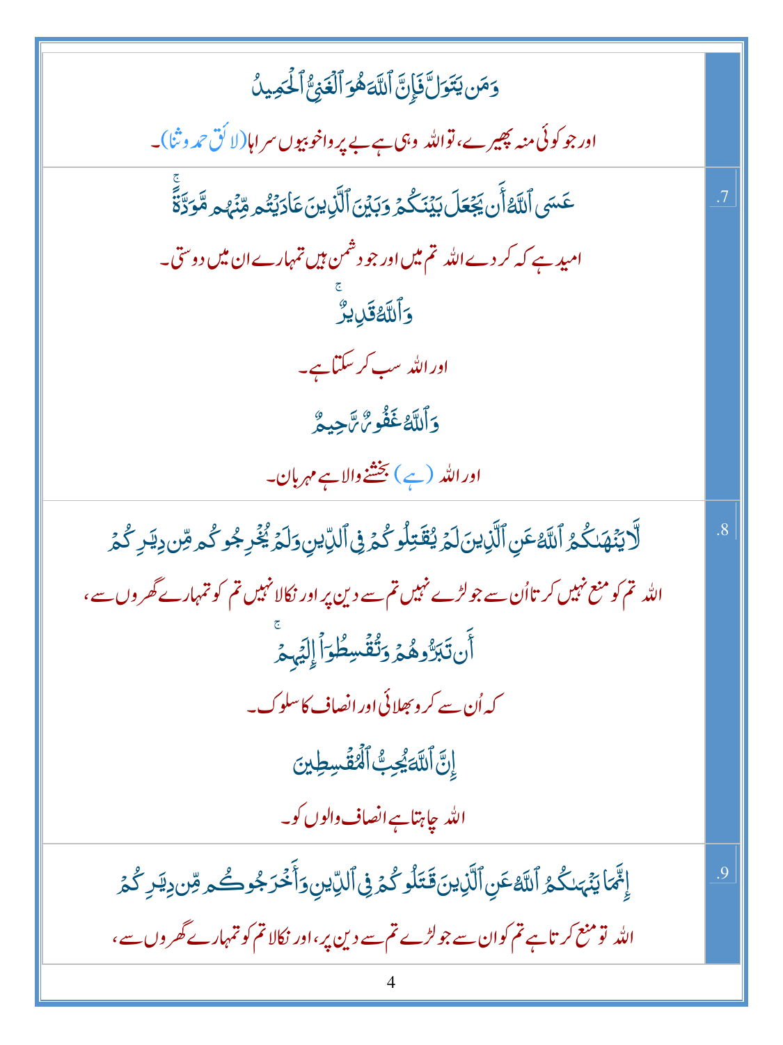| | |
|---|---|
| وَمَن يَتَوَلَّ فَإِنَّ ٱللَّهَ هُوَ ٱلْغَنِيُّ ٱلْحَمِيدُ<br><br>اور جو کوئی منہ پھیرے، تو اللہ وہی ہے بے پرواخوبیوں سراہا(لائق حمد وثنا)۔ | |
| عَسَى ٱللَّهُ أَن يَجْعَلَ بَيْنَكُمْ وَبَيْنَ ٱلَّذِينَ عَادَيْتُم مِّنْهُم مَّوَدَّةً ۚ<br><br>امید ہے کہ کر دے اللہ تم میں اور جو دشمن ہیں تمہارے ان میں دوستی۔<br><br>وَٱللَّهُ قَدِيرٌ ۚ<br><br>اور اللہ سب کر سکتا ہے۔<br><br>وَٱللَّهُ غَفُورٌ رَّحِيمٌ<br><br>اور اللہ (ہے) بخشنے والا ہے مہربان۔ | .7 |
| لَّا يَنْهَىٰكُمُ ٱللَّهُ عَنِ ٱلَّذِينَ لَمْ يُقَٰتِلُوكُمْ فِى ٱلدِّينِ وَلَمْ يُخْرِجُوكُم مِّن دِيَٰرِكُمْ<br><br>اللہ تم کو منع نہیں کرتا اُن سے جو لڑے نہیں تم سے دین پر اور نکالا نہیں تم کو تمہارے گھروں سے،<br><br>أَن تَبَرُّوهُمْ وَتُقْسِطُوٓا۟ إِلَيْهِمْ ۚ<br><br>کہ اُن سے کرو بھلائی اور انصاف کا سلوک۔<br><br>إِنَّ ٱللَّهَ يُحِبُّ ٱلْمُقْسِطِينَ<br><br>اللہ چاہتا ہے انصاف والوں کو۔ | .8 |
| إِنَّمَا يَنْهَىٰكُمُ ٱللَّهُ عَنِ ٱلَّذِينَ قَٰتَلُوكُمْ فِى ٱلدِّينِ وَأَخْرَجُوكُم مِّن دِيَٰرِكُمْ<br><br>اللہ تو منع کرتا ہے تم کو ان سے جو لڑے تم سے دین پر، اور نکالا تم کو تمہارے گھروں سے، | .9 |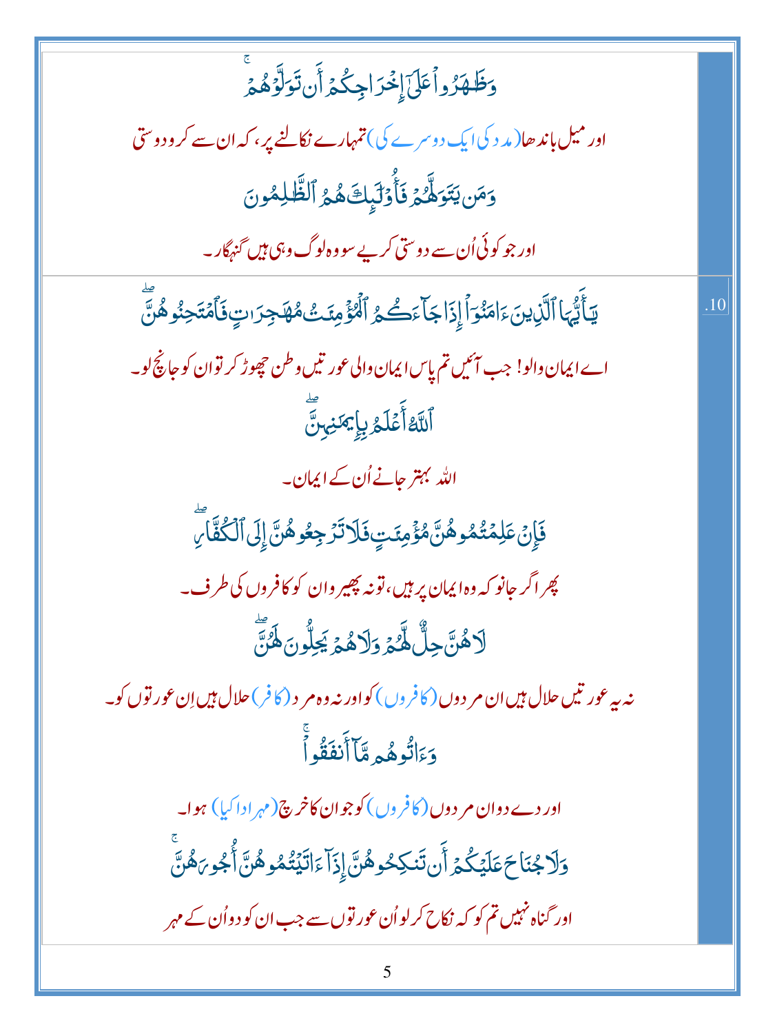وَظَٰهَرُواْ عَلَىٰٓ إِخۡرَاجِكُمۡ أَن تَوَلَّوۡهُمۡۚ

اور میل باندھا (مدد کی ایک دوسرے کی) تمہارے نکالنے پر، کہ ان سے کرو دوستی

وَمَن يَتَوَلَّهُمۡ فَأُوْلَٰٓئِكَ هُمُ ٱلظَّٰلِمُونَ

اور جو کوئی اُن سے دوستی کرے سو وہ لوگ وہی ہیں گنہگار۔

.10

يَٰٓأَيُّهَا ٱلَّذِينَ ءَامَنُوٓاْ إِذَا جَآءَكُمُ ٱلۡمُؤۡمِنَٰتُ مُهَٰجِرَٰتٖ فَٱمۡتَحِنُوهُنَّۖ

اے ایمان والو! جب آئیں تم پاس ایمان والی عورتیں وطن چھوڑ کر تو ان کو جانچ لو۔

ٱللَّهُ أَعۡلَمُ بِإِيمَٰنِهِنَّۖ

اللہ بہتر جانے اُن کے ایمان۔

فَإِنۡ عَلِمۡتُمُوهُنَّ مُؤۡمِنَٰتٖ فَلَا تَرۡجِعُوهُنَّ إِلَى ٱلۡكُفَّارِۖ

پھر اگر جانو کہ وہ ایمان پر ہیں، تو نہ پھیرو ان کو کافروں کی طرف۔

لَا هُنَّ حِلّٞ لَّهُمۡ وَلَا هُمۡ يَحِلُّونَ لَهُنَّۖ

نہ یہ عورتیں حلال ہیں ان مردوں (کافروں) کو اور نہ وہ مرد (کافر) حلال ہیں اِن عورتوں کو۔

وَءَاتُوهُم مَّآ أَنفَقُواْۚ

اور دے دو ان مردوں (کافروں) کو جو ان کا خرچ (مہر ادا کیا) ہوا۔

وَلَا جُنَاحَ عَلَيۡكُمۡ أَن تَنكِحُوهُنَّ إِذَآ ءَاتَيۡتُمُوهُنَّ أُجُورَهُنَّۚ

اور گناہ نہیں تم کو کہ نکاح کر لو اُن عورتوں سے جب ان کو دو اُن کے مہر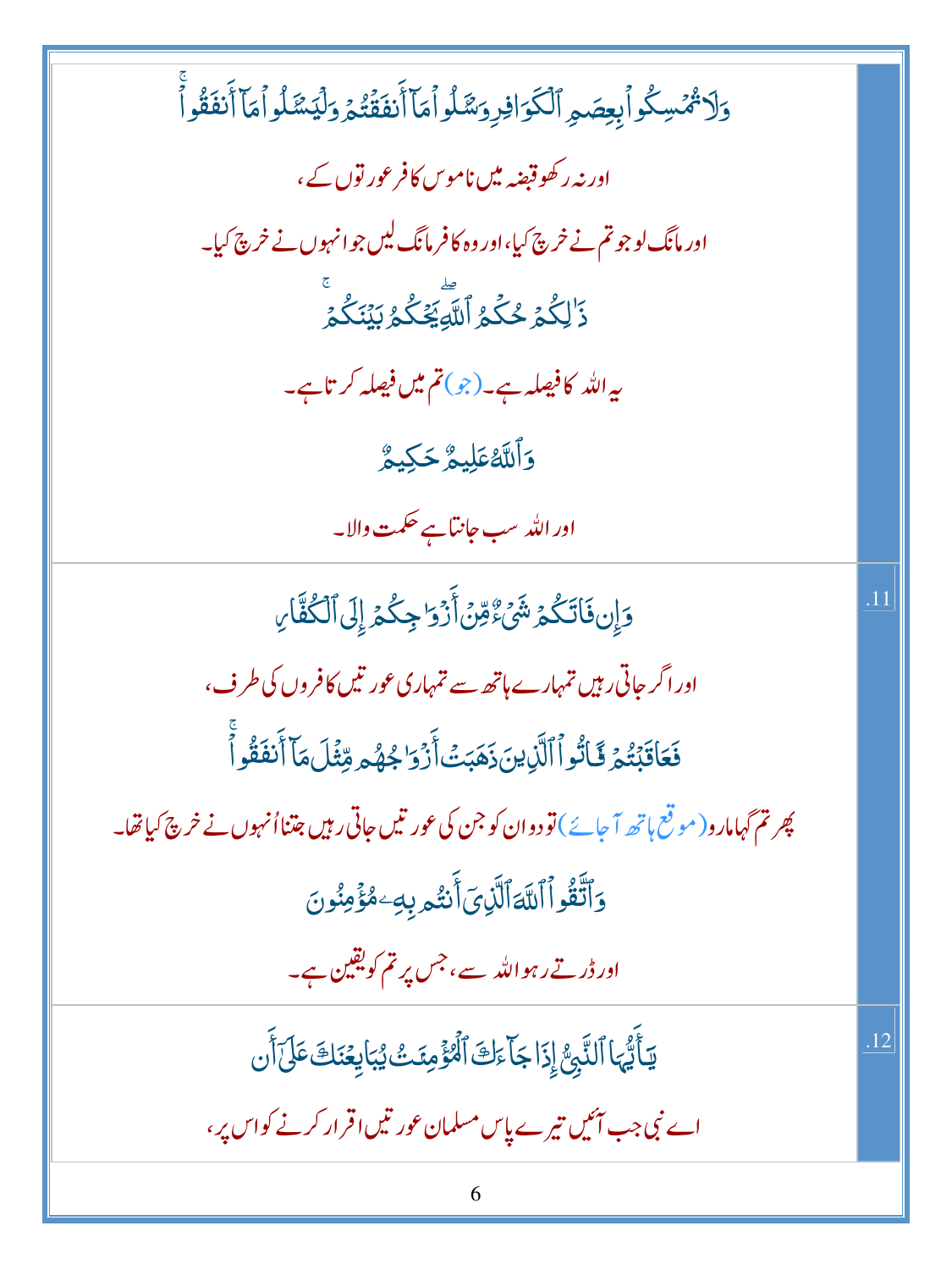| | |
|---|---|
| وَلَا تُمۡسِكُواْ بِعِصَمِ ٱلۡكَوَافِرِ وَسۡـَٔلُواْ مَآ أَنفَقۡتُمۡ وَلۡيَسۡـَٔلُواْ مَآ أَنفَقُواْۚ<br><br>اور نہ رکھو قبضہ میں ناموس کافر عورتوں کے،<br><br>اور مانگ لو جو تم نے خرچ کیا، اور وہ کافر مانگ لیں جو انہوں نے خرچ کیا۔<br><br>ذَٰلِكُمۡ حُكۡمُ ٱللَّهِۖ يَحۡكُمُ بَيۡنَكُمۡۚ<br><br>یہ اللہ کا فیصلہ ہے۔ (جو) تم میں فیصلہ کرتا ہے۔<br><br>وَٱللَّهُ عَلِيمٌ حَكِيمٌ<br><br>اور اللہ سب جانتا ہے حکمت والا۔ | |
| وَإِن فَاتَكُمۡ شَيۡءٌ مِّنۡ أَزۡوَٰجِكُمۡ إِلَى ٱلۡكُفَّارِ<br><br>اور اگر جاتی رہیں تمہارے ہاتھ سے تمہاری عورتیں کافروں کی طرف،<br><br>فَعَاقَبۡتُمۡ فَـَٔاتُواْ ٱلَّذِينَ ذَهَبَتۡ أَزۡوَٰجُهُم مِّثۡلَ مَآ أَنفَقُواْۚ<br><br>پھر تم گھامارو (موقع ہاتھ آجائے) تو دو ان کو جن کی عورتیں جاتی رہیں جتنا اُنھوں نے خرچ کیا تھا۔<br><br>وَٱتَّقُواْ ٱللَّهَ ٱلَّذِيٓ أَنتُم بِهِۦ مُؤۡمِنُونَ<br><br>اور ڈرتے رہو اللہ سے، جس پر تم کو یقین ہے۔ | .11 |
| يَـٰٓأَيُّهَا ٱلنَّبِيُّ إِذَا جَآءَكَ ٱلۡمُؤۡمِنَٰتُ يُبَايِعۡنَكَ عَلَىٰٓ أَن<br><br>اے نبی جب آئیں تیرے پاس مسلمان عورتیں اقرار کرنے کو اس پر، | .12 |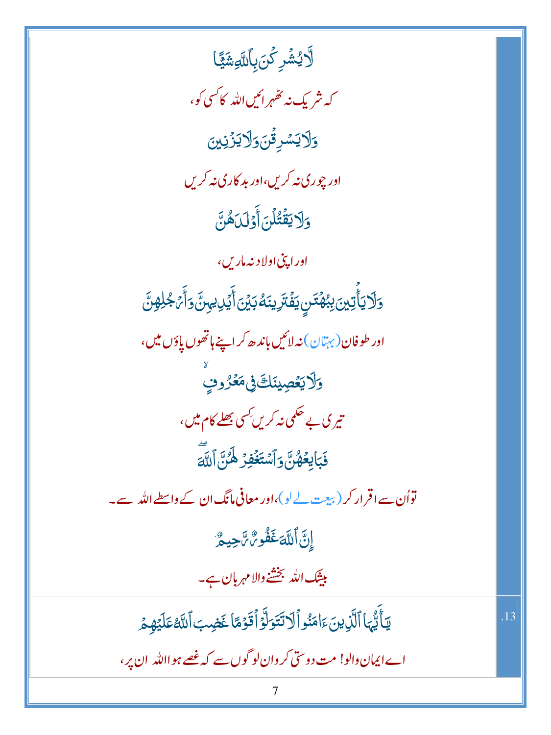لَّا يُشْرِكْنَ بِٱللَّهِ شَيْـًٔا

کہ شریک نہ ٹھہرائیں اللہ کا کسی کو،

وَلَا يَسْرِقْنَ وَلَا يَزْنِينَ

اور چوری نہ کریں، اور بدکاری نہ کریں

وَلَا يَقْتُلْنَ أَوْلَـٰدَهُنَّ

اور اپنی اولاد نہ ماریں،

وَلَا يَأْتِينَ بِبُهْتَـٰنٍ يَفْتَرِينَهُۥ بَيْنَ أَيْدِيهِنَّ وَأَرْجُلِهِنَّ

اور طوفان (بہتان) نہ لائیں باندھ کر اپنے ہاتھوں پاؤں میں،

وَلَا يَعْصِينَكَ فِى مَعْرُوفٍ ۙ

تیری بے حکمی نہ کریں کسی بھلے کام میں،

فَبَايِعْهُنَّ وَٱسْتَغْفِرْ لَهُنَّ ٱللَّهَ ۖ

تو اُن سے اقرار کر (بیعت لے لو)، اور معافی مانگ ان کے واسطے اللہ سے۔

إِنَّ ٱللَّهَ غَفُورٌ رَّحِيمٌ

بیشک اللہ بخشنے والا مہربان ہے۔

.13 يَـٰٓأَيُّهَا ٱلَّذِينَ ءَامَنُوا۟ لَا تَتَوَلَّوْا۟ قَوْمًا غَضِبَ ٱللَّهُ عَلَيْهِمْ

اے ایمان والو! مت دوستی کرو ان لوگوں سے کہ غصے ہوا اللہ ان پر،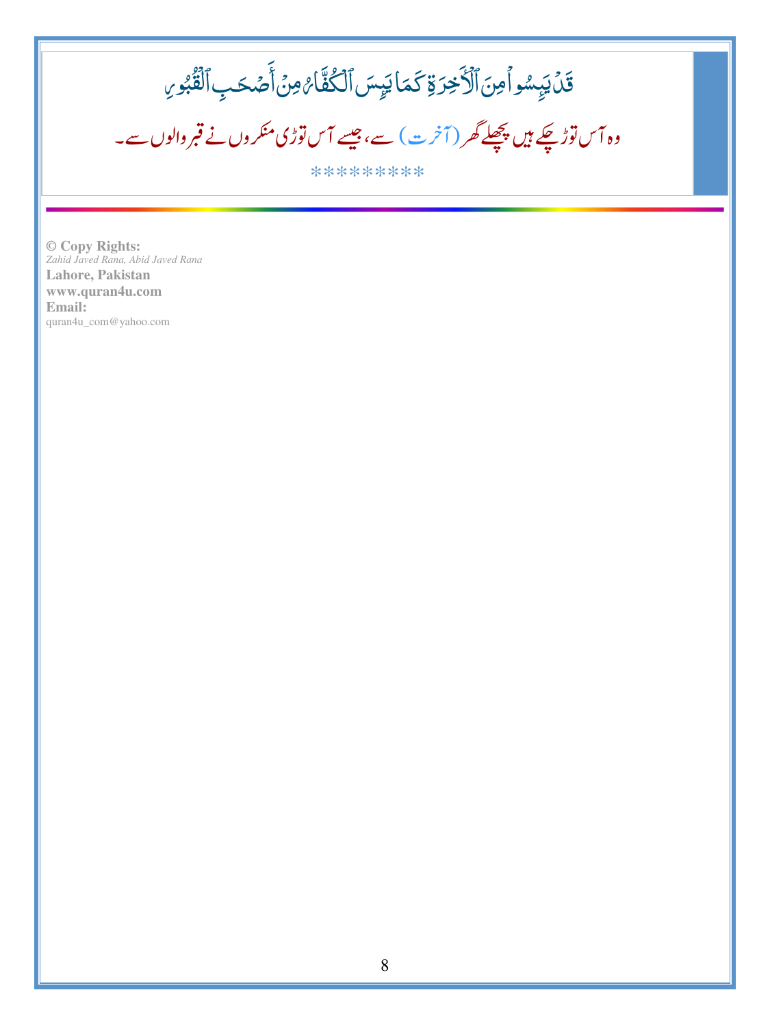قَدۡ يَئِسُواْ مِنَ ٱلۡأٓخِرَةِ كَمَا يَئِسَ ٱلۡكُفَّارُ مِنۡ أَصۡحَٰبِ ٱلۡقُبُورِ

وہ آس توڑ چکے ہیں پچھلے گھر (آخرت) سے، جیسے آس توڑی منکروں نے قبر والوں سے۔

*********

---

**© Copy Rights:**
*Zahid Javed Rana, Abid Javed Rana*
**Lahore, Pakistan**
**www.quran4u.com**
**Email:**
quran4u_com@yahoo.com